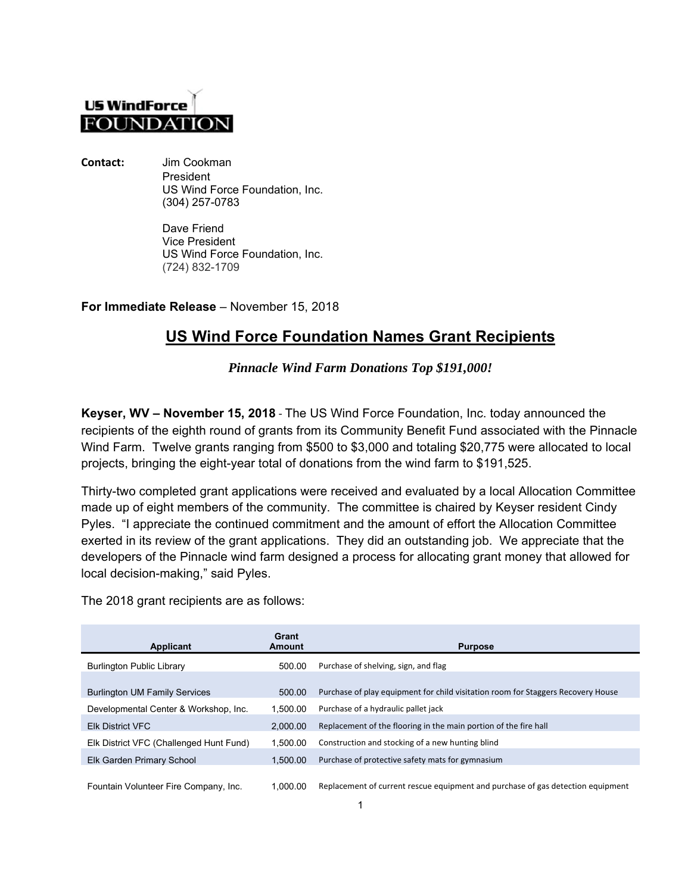US WindForce FOUNDATION

**Contact:** Jim Cookman
President
US Wind Force Foundation, Inc.
(304) 257-0783

Dave Friend
Vice President
US Wind Force Foundation, Inc.
(724) 832-1709

**For Immediate Release** – November 15, 2018

# US Wind Force Foundation Names Grant Recipients

***Pinnacle Wind Farm Donations Top $191,000!***

**Keyser, WV – November 15, 2018** - The US Wind Force Foundation, Inc. today announced the recipients of the eighth round of grants from its Community Benefit Fund associated with the Pinnacle Wind Farm. Twelve grants ranging from $500 to $3,000 and totaling $20,775 were allocated to local projects, bringing the eight-year total of donations from the wind farm to $191,525.

Thirty-two completed grant applications were received and evaluated by a local Allocation Committee made up of eight members of the community. The committee is chaired by Keyser resident Cindy Pyles. "I appreciate the continued commitment and the amount of effort the Allocation Committee exerted in its review of the grant applications. They did an outstanding job. We appreciate that the developers of the Pinnacle wind farm designed a process for allocating grant money that allowed for local decision-making," said Pyles.

The 2018 grant recipients are as follows:

| Applicant | Grant Amount | Purpose |
|---|---|---|
| Burlington Public Library | 500.00 | Purchase of shelving, sign, and flag |
| Burlington UM Family Services | 500.00 | Purchase of play equipment for child visitation room for Staggers Recovery House |
| Developmental Center & Workshop, Inc. | 1,500.00 | Purchase of a hydraulic pallet jack |
| Elk District VFC | 2,000.00 | Replacement of the flooring in the main portion of the fire hall |
| Elk District VFC (Challenged Hunt Fund) | 1,500.00 | Construction and stocking of a new hunting blind |
| Elk Garden Primary School | 1,500.00 | Purchase of protective safety mats for gymnasium |
| Fountain Volunteer Fire Company, Inc. | 1,000.00 | Replacement of current rescue equipment and purchase of gas detection equipment |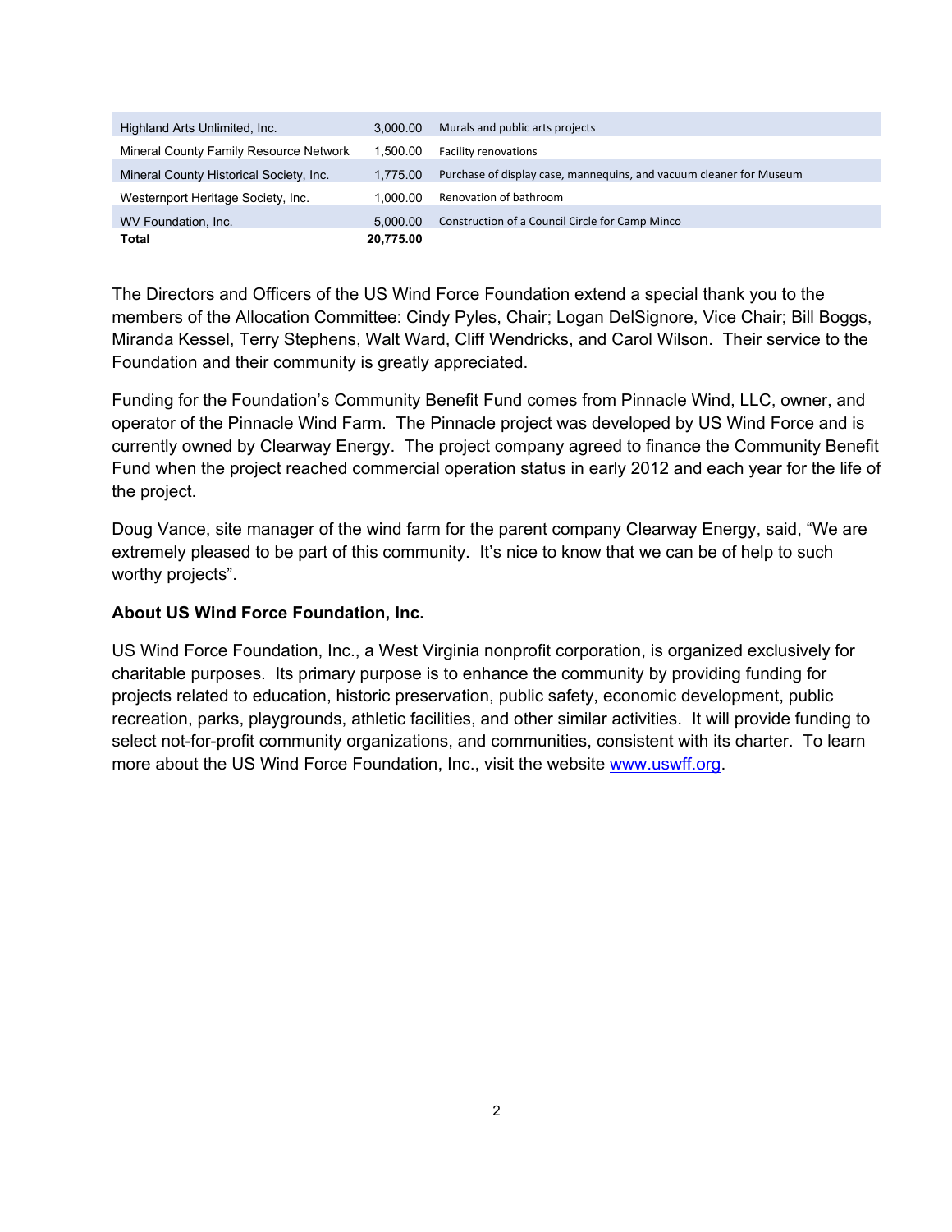| | | |
|---|---|---|
| Highland Arts Unlimited, Inc. | 3,000.00 | Murals and public arts projects |
| Mineral County Family Resource Network | 1,500.00 | Facility renovations |
| Mineral County Historical Society, Inc. | 1,775.00 | Purchase of display case, mannequins, and vacuum cleaner for Museum |
| Westernport Heritage Society, Inc. | 1,000.00 | Renovation of bathroom |
| WV Foundation, Inc. | 5,000.00 | Construction of a Council Circle for Camp Minco |
| **Total** | **20,775.00** | |

The Directors and Officers of the US Wind Force Foundation extend a special thank you to the members of the Allocation Committee: Cindy Pyles, Chair; Logan DelSignore, Vice Chair; Bill Boggs, Miranda Kessel, Terry Stephens, Walt Ward, Cliff Wendricks, and Carol Wilson. Their service to the Foundation and their community is greatly appreciated.

Funding for the Foundation's Community Benefit Fund comes from Pinnacle Wind, LLC, owner, and operator of the Pinnacle Wind Farm. The Pinnacle project was developed by US Wind Force and is currently owned by Clearway Energy. The project company agreed to finance the Community Benefit Fund when the project reached commercial operation status in early 2012 and each year for the life of the project.

Doug Vance, site manager of the wind farm for the parent company Clearway Energy, said, "We are extremely pleased to be part of this community. It's nice to know that we can be of help to such worthy projects".

**About US Wind Force Foundation, Inc.**

US Wind Force Foundation, Inc., a West Virginia nonprofit corporation, is organized exclusively for charitable purposes. Its primary purpose is to enhance the community by providing funding for projects related to education, historic preservation, public safety, economic development, public recreation, parks, playgrounds, athletic facilities, and other similar activities. It will provide funding to select not-for-profit community organizations, and communities, consistent with its charter. To learn more about the US Wind Force Foundation, Inc., visit the website www.uswff.org.